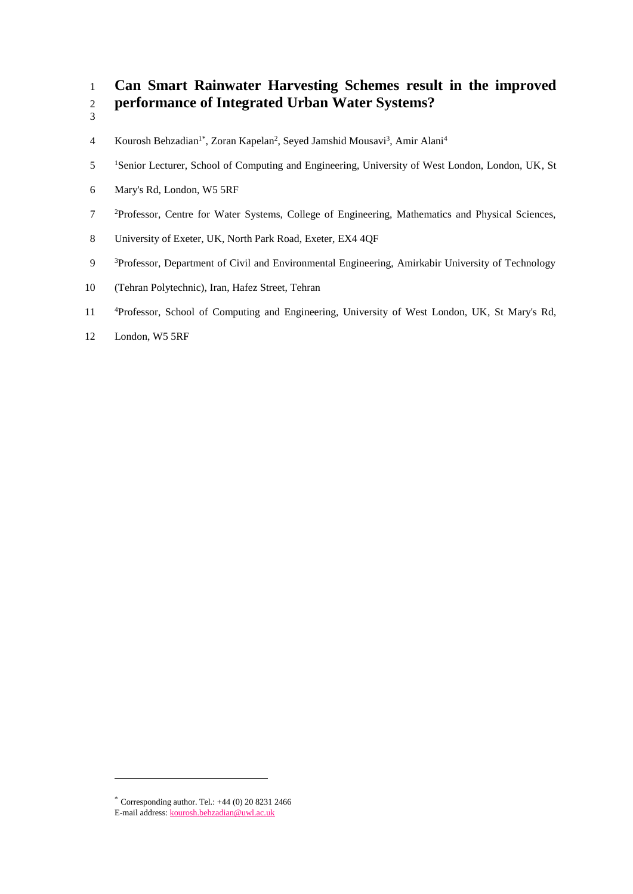# Can Smart Rainwater Harvesting Schemes result in the improved performance of Integrated Urban Water Systems?

Kourosh Behzadian[1*], Zoran Kapelan[2], Seyed Jamshid Mousavi[3], Amir Alani[4]

[1]Senior Lecturer, School of Computing and Engineering, University of West London, London, UK, St Mary's Rd, London, W5 5RF

[2]Professor, Centre for Water Systems, College of Engineering, Mathematics and Physical Sciences, University of Exeter, UK, North Park Road, Exeter, EX4 4QF

[3]Professor, Department of Civil and Environmental Engineering, Amirkabir University of Technology (Tehran Polytechnic), Iran, Hafez Street, Tehran

[4]Professor, School of Computing and Engineering, University of West London, UK, St Mary's Rd, London, W5 5RF

---

[*] Corresponding author. Tel.: +44 (0) 20 8231 2466
E-mail address: kourosh.behzadian@uwl.ac.uk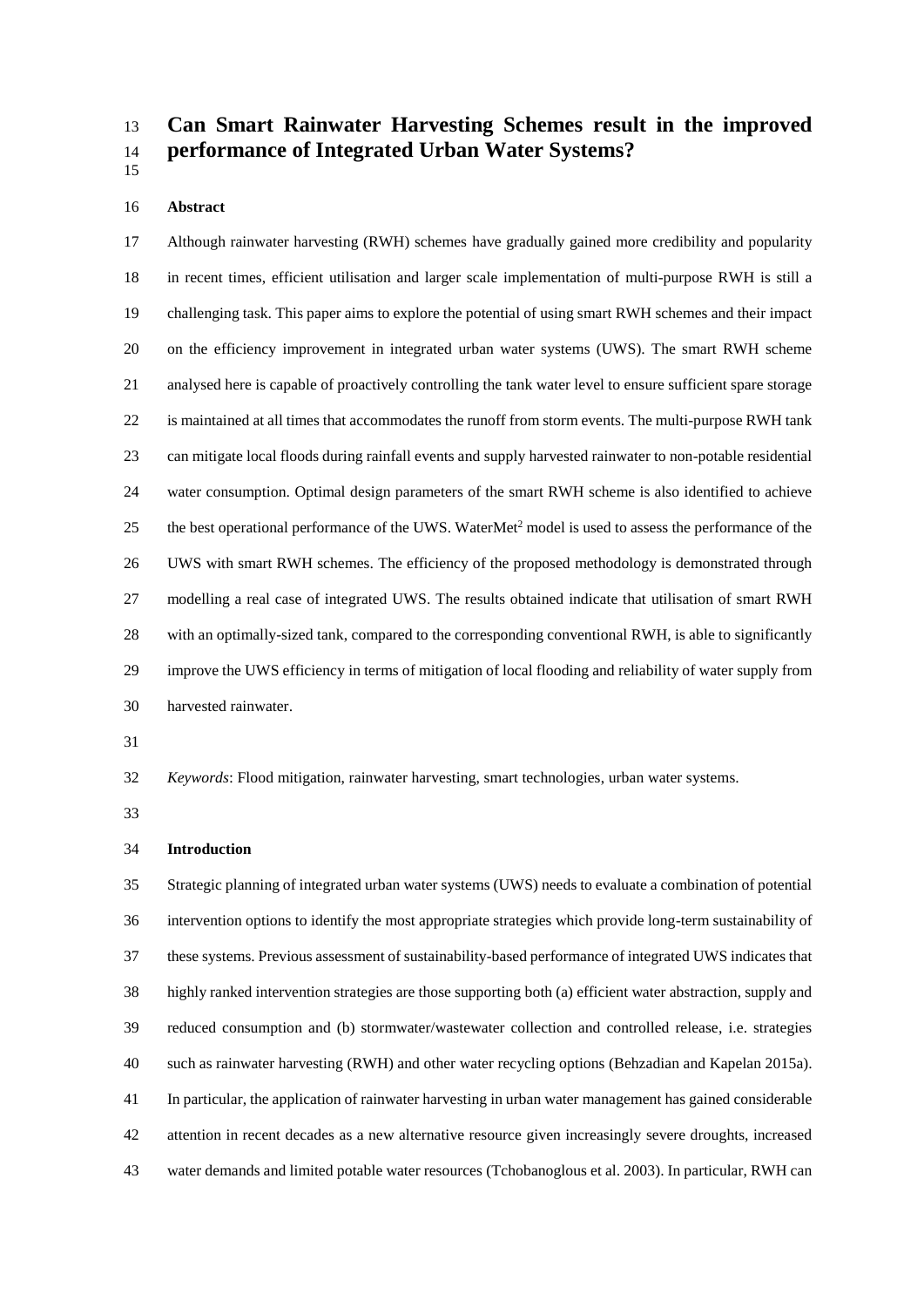# Can Smart Rainwater Harvesting Schemes result in the improved performance of Integrated Urban Water Systems?

## Abstract

Although rainwater harvesting (RWH) schemes have gradually gained more credibility and popularity in recent times, efficient utilisation and larger scale implementation of multi-purpose RWH is still a challenging task. This paper aims to explore the potential of using smart RWH schemes and their impact on the efficiency improvement in integrated urban water systems (UWS). The smart RWH scheme analysed here is capable of proactively controlling the tank water level to ensure sufficient spare storage is maintained at all times that accommodates the runoff from storm events. The multi-purpose RWH tank can mitigate local floods during rainfall events and supply harvested rainwater to non-potable residential water consumption. Optimal design parameters of the smart RWH scheme is also identified to achieve the best operational performance of the UWS. WaterMet$^2$ model is used to assess the performance of the UWS with smart RWH schemes. The efficiency of the proposed methodology is demonstrated through modelling a real case of integrated UWS. The results obtained indicate that utilisation of smart RWH with an optimally-sized tank, compared to the corresponding conventional RWH, is able to significantly improve the UWS efficiency in terms of mitigation of local flooding and reliability of water supply from harvested rainwater.

*Keywords*: Flood mitigation, rainwater harvesting, smart technologies, urban water systems.

## Introduction

Strategic planning of integrated urban water systems (UWS) needs to evaluate a combination of potential intervention options to identify the most appropriate strategies which provide long-term sustainability of these systems. Previous assessment of sustainability-based performance of integrated UWS indicates that highly ranked intervention strategies are those supporting both (a) efficient water abstraction, supply and reduced consumption and (b) stormwater/wastewater collection and controlled release, i.e. strategies such as rainwater harvesting (RWH) and other water recycling options (Behzadian and Kapelan 2015a). In particular, the application of rainwater harvesting in urban water management has gained considerable attention in recent decades as a new alternative resource given increasingly severe droughts, increased water demands and limited potable water resources (Tchobanoglous et al. 2003). In particular, RWH can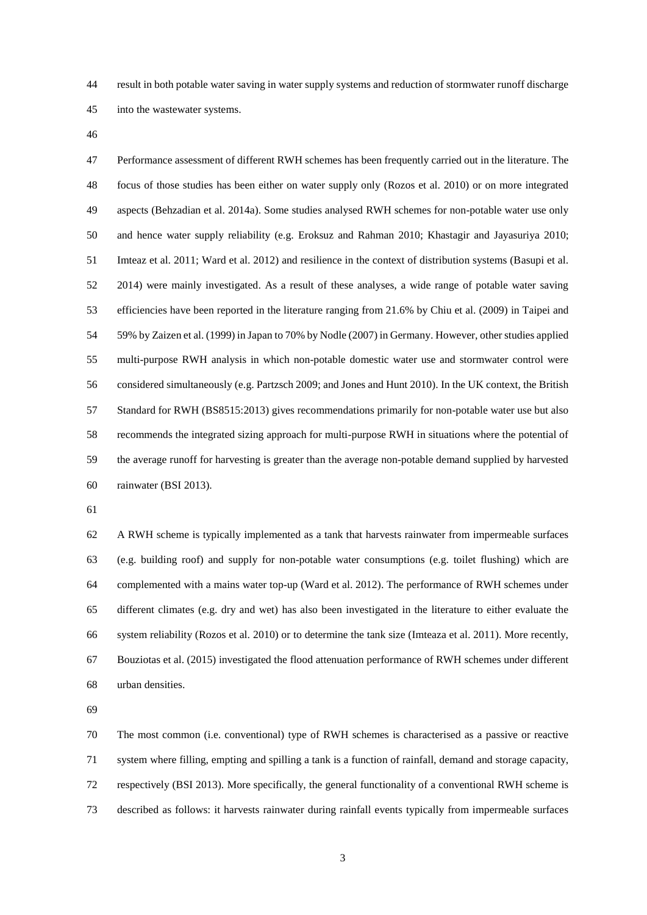result in both potable water saving in water supply systems and reduction of stormwater runoff discharge into the wastewater systems.

Performance assessment of different RWH schemes has been frequently carried out in the literature. The focus of those studies has been either on water supply only (Rozos et al. 2010) or on more integrated aspects (Behzadian et al. 2014a). Some studies analysed RWH schemes for non-potable water use only and hence water supply reliability (e.g. Eroksuz and Rahman 2010; Khastagir and Jayasuriya 2010; Imteaz et al. 2011; Ward et al. 2012) and resilience in the context of distribution systems (Basupi et al. 2014) were mainly investigated. As a result of these analyses, a wide range of potable water saving efficiencies have been reported in the literature ranging from 21.6% by Chiu et al. (2009) in Taipei and 59% by Zaizen et al. (1999) in Japan to 70% by Nodle (2007) in Germany. However, other studies applied multi-purpose RWH analysis in which non-potable domestic water use and stormwater control were considered simultaneously (e.g. Partzsch 2009; and Jones and Hunt 2010). In the UK context, the British Standard for RWH (BS8515:2013) gives recommendations primarily for non-potable water use but also recommends the integrated sizing approach for multi-purpose RWH in situations where the potential of the average runoff for harvesting is greater than the average non-potable demand supplied by harvested rainwater (BSI 2013).

A RWH scheme is typically implemented as a tank that harvests rainwater from impermeable surfaces (e.g. building roof) and supply for non-potable water consumptions (e.g. toilet flushing) which are complemented with a mains water top-up (Ward et al. 2012). The performance of RWH schemes under different climates (e.g. dry and wet) has also been investigated in the literature to either evaluate the system reliability (Rozos et al. 2010) or to determine the tank size (Imteaza et al. 2011). More recently, Bouziotas et al. (2015) investigated the flood attenuation performance of RWH schemes under different urban densities.

The most common (i.e. conventional) type of RWH schemes is characterised as a passive or reactive system where filling, empting and spilling a tank is a function of rainfall, demand and storage capacity, respectively (BSI 2013). More specifically, the general functionality of a conventional RWH scheme is described as follows: it harvests rainwater during rainfall events typically from impermeable surfaces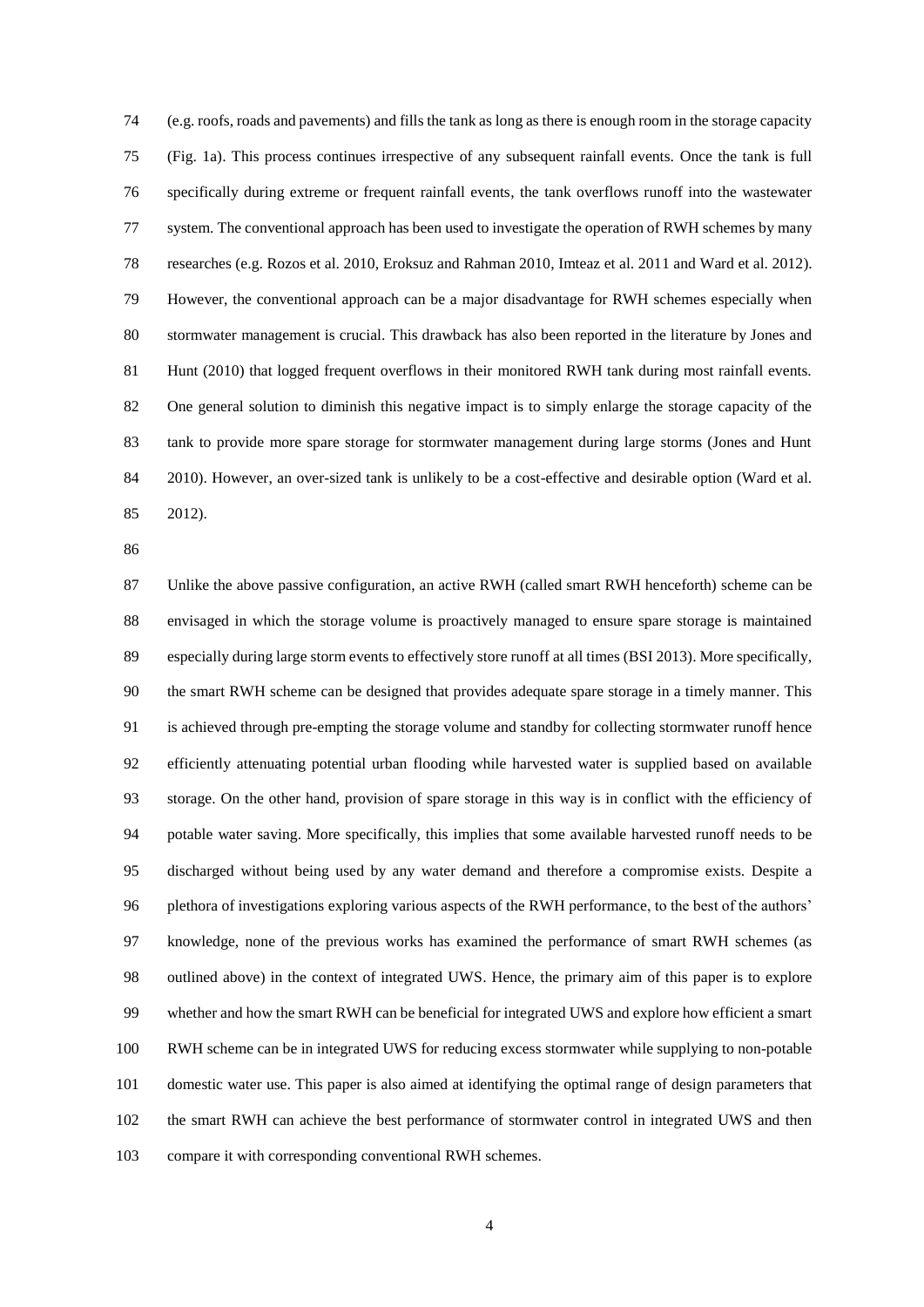(e.g. roofs, roads and pavements) and fills the tank as long as there is enough room in the storage capacity (Fig. 1a). This process continues irrespective of any subsequent rainfall events. Once the tank is full specifically during extreme or frequent rainfall events, the tank overflows runoff into the wastewater system. The conventional approach has been used to investigate the operation of RWH schemes by many researches (e.g. Rozos et al. 2010, Eroksuz and Rahman 2010, Imteaz et al. 2011 and Ward et al. 2012). However, the conventional approach can be a major disadvantage for RWH schemes especially when stormwater management is crucial. This drawback has also been reported in the literature by Jones and Hunt (2010) that logged frequent overflows in their monitored RWH tank during most rainfall events. One general solution to diminish this negative impact is to simply enlarge the storage capacity of the tank to provide more spare storage for stormwater management during large storms (Jones and Hunt 2010). However, an over-sized tank is unlikely to be a cost-effective and desirable option (Ward et al. 2012).

Unlike the above passive configuration, an active RWH (called smart RWH henceforth) scheme can be envisaged in which the storage volume is proactively managed to ensure spare storage is maintained especially during large storm events to effectively store runoff at all times (BSI 2013). More specifically, the smart RWH scheme can be designed that provides adequate spare storage in a timely manner. This is achieved through pre-empting the storage volume and standby for collecting stormwater runoff hence efficiently attenuating potential urban flooding while harvested water is supplied based on available storage. On the other hand, provision of spare storage in this way is in conflict with the efficiency of potable water saving. More specifically, this implies that some available harvested runoff needs to be discharged without being used by any water demand and therefore a compromise exists. Despite a plethora of investigations exploring various aspects of the RWH performance, to the best of the authors' knowledge, none of the previous works has examined the performance of smart RWH schemes (as outlined above) in the context of integrated UWS. Hence, the primary aim of this paper is to explore whether and how the smart RWH can be beneficial for integrated UWS and explore how efficient a smart RWH scheme can be in integrated UWS for reducing excess stormwater while supplying to non-potable domestic water use. This paper is also aimed at identifying the optimal range of design parameters that the smart RWH can achieve the best performance of stormwater control in integrated UWS and then compare it with corresponding conventional RWH schemes.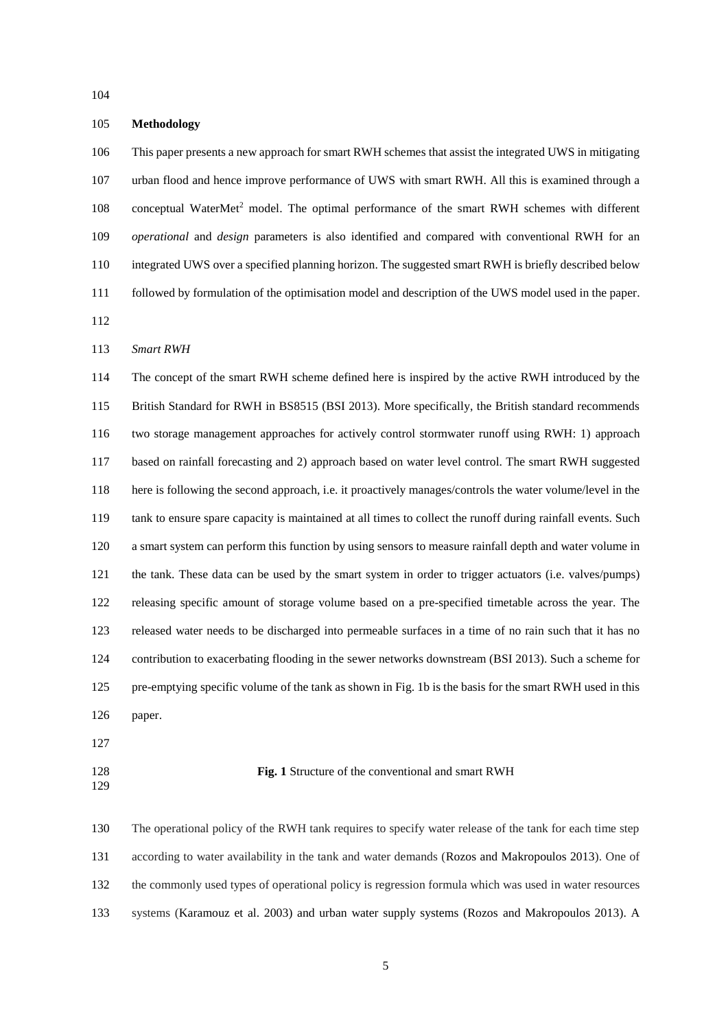## Methodology

This paper presents a new approach for smart RWH schemes that assist the integrated UWS in mitigating urban flood and hence improve performance of UWS with smart RWH. All this is examined through a conceptual WaterMet[2] model. The optimal performance of the smart RWH schemes with different *operational* and *design* parameters is also identified and compared with conventional RWH for an integrated UWS over a specified planning horizon. The suggested smart RWH is briefly described below followed by formulation of the optimisation model and description of the UWS model used in the paper.

### *Smart RWH*

The concept of the smart RWH scheme defined here is inspired by the active RWH introduced by the British Standard for RWH in BS8515 (BSI 2013). More specifically, the British standard recommends two storage management approaches for actively control stormwater runoff using RWH: 1) approach based on rainfall forecasting and 2) approach based on water level control. The smart RWH suggested here is following the second approach, i.e. it proactively manages/controls the water volume/level in the tank to ensure spare capacity is maintained at all times to collect the runoff during rainfall events. Such a smart system can perform this function by using sensors to measure rainfall depth and water volume in the tank. These data can be used by the smart system in order to trigger actuators (i.e. valves/pumps) releasing specific amount of storage volume based on a pre-specified timetable across the year. The released water needs to be discharged into permeable surfaces in a time of no rain such that it has no contribution to exacerbating flooding in the sewer networks downstream (BSI 2013). Such a scheme for pre-emptying specific volume of the tank as shown in Fig. 1b is the basis for the smart RWH used in this paper.

**Fig. 1** Structure of the conventional and smart RWH

The operational policy of the RWH tank requires to specify water release of the tank for each time step according to water availability in the tank and water demands (Rozos and Makropoulos 2013). One of the commonly used types of operational policy is regression formula which was used in water resources systems (Karamouz et al. 2003) and urban water supply systems (Rozos and Makropoulos 2013). A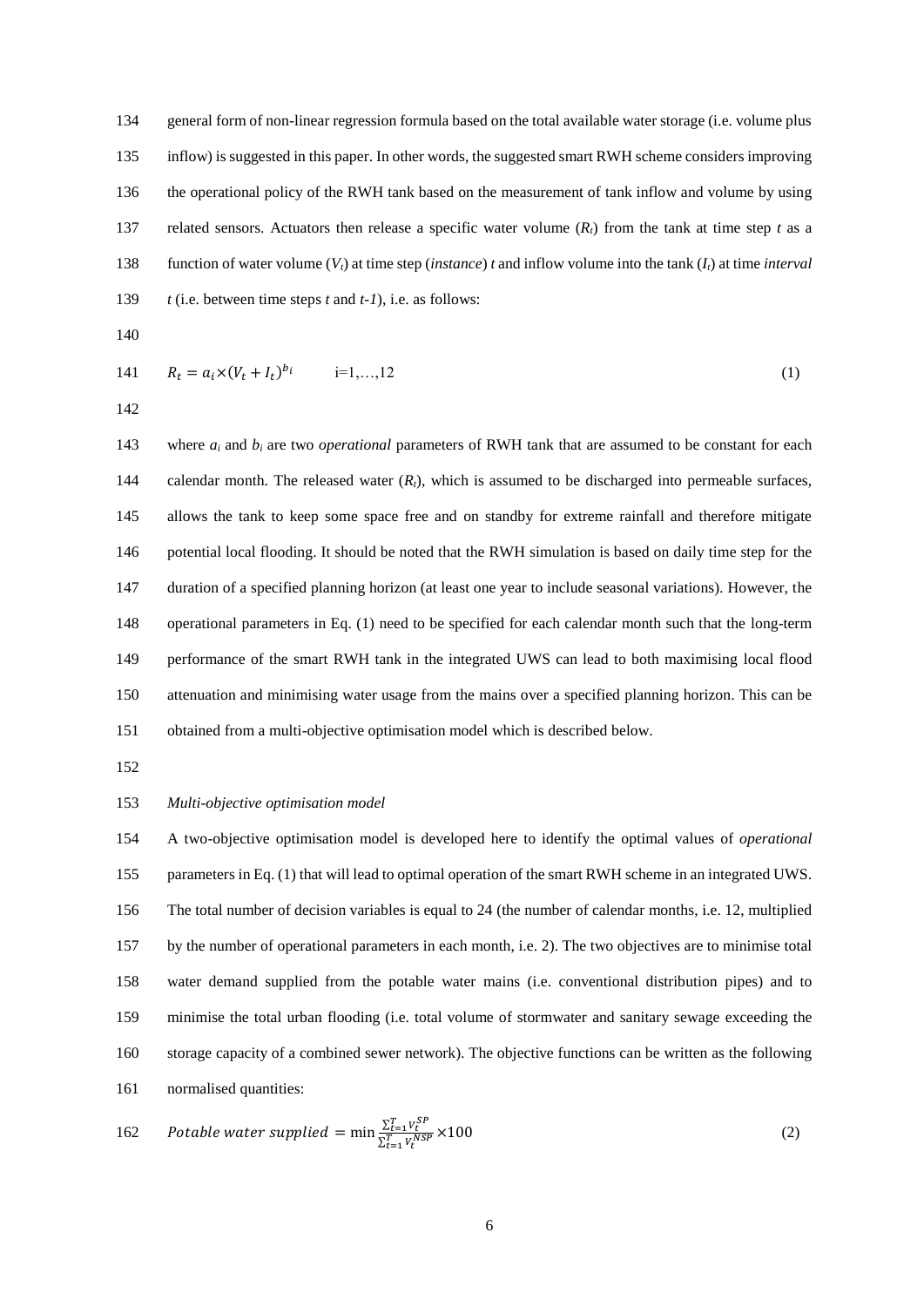general form of non-linear regression formula based on the total available water storage (i.e. volume plus inflow) is suggested in this paper. In other words, the suggested smart RWH scheme considers improving the operational policy of the RWH tank based on the measurement of tank inflow and volume by using related sensors. Actuators then release a specific water volume ($R_t$) from the tank at time step $t$ as a function of water volume ($V_t$) at time step (*instance*) $t$ and inflow volume into the tank ($I_t$) at time *interval* $t$ (i.e. between time steps $t$ and $t$-$1$), i.e. as follows:

$$R_t = a_i \times (V_t + I_t)^{b_i} \qquad i=1,\ldots,12 \tag{1}$$

where $a_i$ and $b_i$ are two *operational* parameters of RWH tank that are assumed to be constant for each calendar month. The released water ($R_t$), which is assumed to be discharged into permeable surfaces, allows the tank to keep some space free and on standby for extreme rainfall and therefore mitigate potential local flooding. It should be noted that the RWH simulation is based on daily time step for the duration of a specified planning horizon (at least one year to include seasonal variations). However, the operational parameters in Eq. (1) need to be specified for each calendar month such that the long-term performance of the smart RWH tank in the integrated UWS can lead to both maximising local flood attenuation and minimising water usage from the mains over a specified planning horizon. This can be obtained from a multi-objective optimisation model which is described below.

*Multi-objective optimisation model*

A two-objective optimisation model is developed here to identify the optimal values of *operational* parameters in Eq. (1) that will lead to optimal operation of the smart RWH scheme in an integrated UWS. The total number of decision variables is equal to 24 (the number of calendar months, i.e. 12, multiplied by the number of operational parameters in each month, i.e. 2). The two objectives are to minimise total water demand supplied from the potable water mains (i.e. conventional distribution pipes) and to minimise the total urban flooding (i.e. total volume of stormwater and sanitary sewage exceeding the storage capacity of a combined sewer network). The objective functions can be written as the following normalised quantities:

$$Potable\ water\ supplied = \min \frac{\sum_{t=1}^{T} V_t^{SP}}{\sum_{t=1}^{T} V_t^{NSP}} \times 100 \tag{2}$$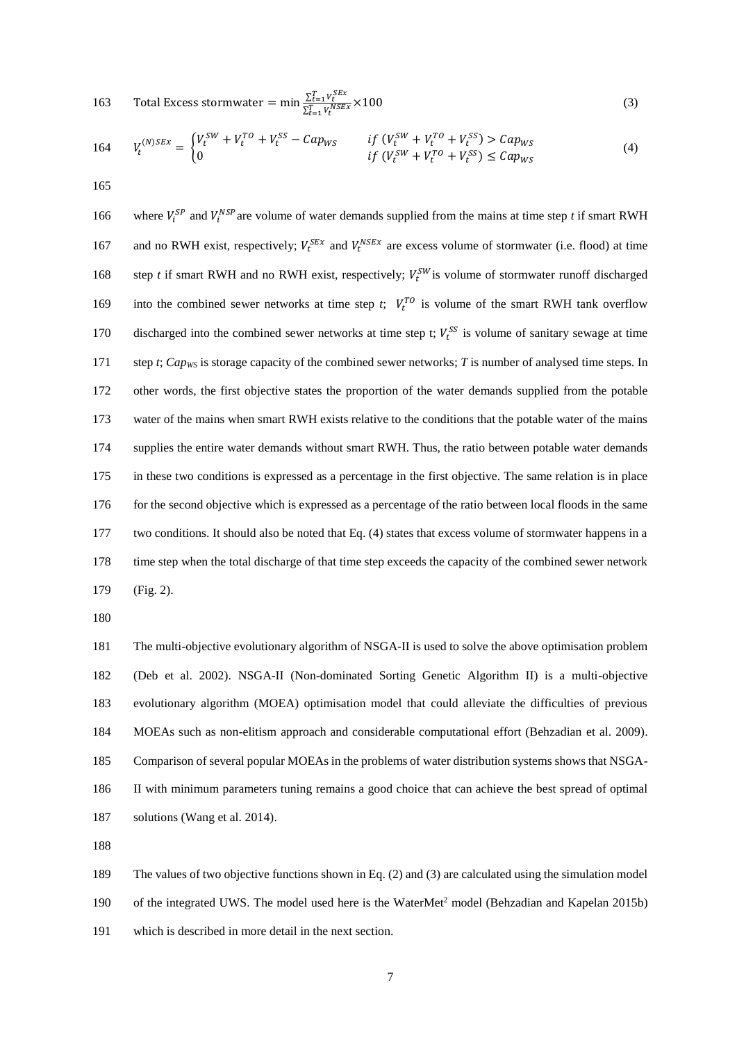$$\text{Total Excess stormwater} = \min \frac{\sum_{t=1}^{T} V_t^{SEx}}{\sum_{t=1}^{T} V_t^{NSEx}} \times 100 \tag{3}$$

$$V_t^{(N)SEx} = \begin{cases} V_t^{SW} + V_t^{TO} + V_t^{SS} - Cap_{WS} & if\ (V_t^{SW} + V_t^{TO} + V_t^{SS}) > Cap_{WS} \\ 0 & if\ (V_t^{SW} + V_t^{TO} + V_t^{SS}) \leq Cap_{WS} \end{cases} \tag{4}$$

where $V_i^{SP}$ and $V_i^{NSP}$ are volume of water demands supplied from the mains at time step *t* if smart RWH and no RWH exist, respectively; $V_t^{SEx}$ and $V_t^{NSEx}$ are excess volume of stormwater (i.e. flood) at time step *t* if smart RWH and no RWH exist, respectively; $V_t^{SW}$ is volume of stormwater runoff discharged into the combined sewer networks at time step *t*; $V_t^{TO}$ is volume of the smart RWH tank overflow discharged into the combined sewer networks at time step t; $V_t^{SS}$ is volume of sanitary sewage at time step *t*; $Cap_{WS}$ is storage capacity of the combined sewer networks; *T* is number of analysed time steps. In other words, the first objective states the proportion of the water demands supplied from the potable water of the mains when smart RWH exists relative to the conditions that the potable water of the mains supplies the entire water demands without smart RWH. Thus, the ratio between potable water demands in these two conditions is expressed as a percentage in the first objective. The same relation is in place for the second objective which is expressed as a percentage of the ratio between local floods in the same two conditions. It should also be noted that Eq. (4) states that excess volume of stormwater happens in a time step when the total discharge of that time step exceeds the capacity of the combined sewer network (Fig. 2).

The multi-objective evolutionary algorithm of NSGA-II is used to solve the above optimisation problem (Deb et al. 2002). NSGA-II (Non-dominated Sorting Genetic Algorithm II) is a multi-objective evolutionary algorithm (MOEA) optimisation model that could alleviate the difficulties of previous MOEAs such as non-elitism approach and considerable computational effort (Behzadian et al. 2009). Comparison of several popular MOEAs in the problems of water distribution systems shows that NSGA-II with minimum parameters tuning remains a good choice that can achieve the best spread of optimal solutions (Wang et al. 2014).

The values of two objective functions shown in Eq. (2) and (3) are calculated using the simulation model of the integrated UWS. The model used here is the WaterMet² model (Behzadian and Kapelan 2015b) which is described in more detail in the next section.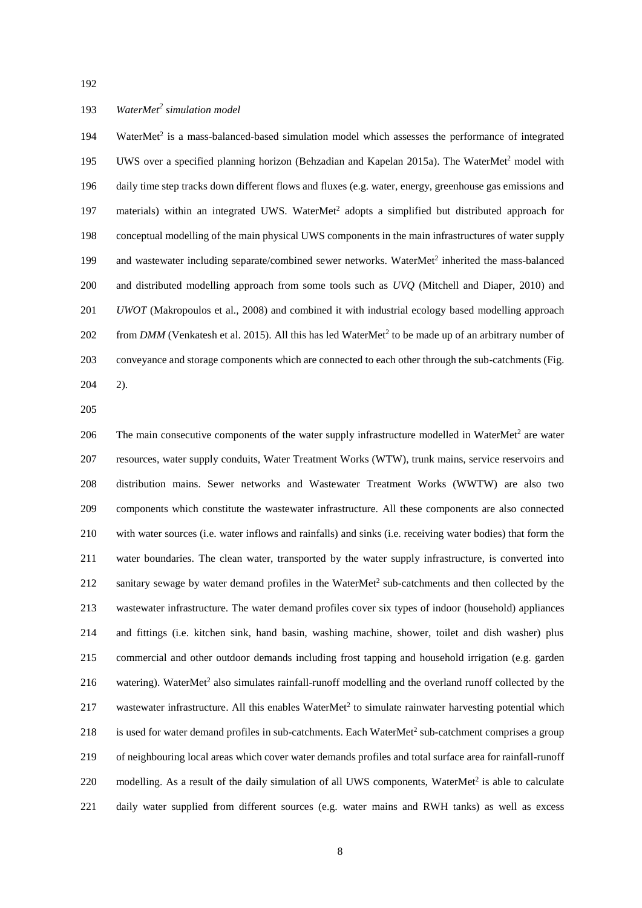*WaterMet$^2$ simulation model*

WaterMet$^2$ is a mass-balanced-based simulation model which assesses the performance of integrated UWS over a specified planning horizon (Behzadian and Kapelan 2015a). The WaterMet$^2$ model with daily time step tracks down different flows and fluxes (e.g. water, energy, greenhouse gas emissions and materials) within an integrated UWS. WaterMet$^2$ adopts a simplified but distributed approach for conceptual modelling of the main physical UWS components in the main infrastructures of water supply and wastewater including separate/combined sewer networks. WaterMet$^2$ inherited the mass-balanced and distributed modelling approach from some tools such as *UVQ* (Mitchell and Diaper, 2010) and *UWOT* (Makropoulos et al., 2008) and combined it with industrial ecology based modelling approach from *DMM* (Venkatesh et al. 2015). All this has led WaterMet$^2$ to be made up of an arbitrary number of conveyance and storage components which are connected to each other through the sub-catchments (Fig. 2).

The main consecutive components of the water supply infrastructure modelled in WaterMet$^2$ are water resources, water supply conduits, Water Treatment Works (WTW), trunk mains, service reservoirs and distribution mains. Sewer networks and Wastewater Treatment Works (WWTW) are also two components which constitute the wastewater infrastructure. All these components are also connected with water sources (i.e. water inflows and rainfalls) and sinks (i.e. receiving water bodies) that form the water boundaries. The clean water, transported by the water supply infrastructure, is converted into sanitary sewage by water demand profiles in the WaterMet$^2$ sub-catchments and then collected by the wastewater infrastructure. The water demand profiles cover six types of indoor (household) appliances and fittings (i.e. kitchen sink, hand basin, washing machine, shower, toilet and dish washer) plus commercial and other outdoor demands including frost tapping and household irrigation (e.g. garden watering). WaterMet$^2$ also simulates rainfall-runoff modelling and the overland runoff collected by the wastewater infrastructure. All this enables WaterMet$^2$ to simulate rainwater harvesting potential which is used for water demand profiles in sub-catchments. Each WaterMet$^2$ sub-catchment comprises a group of neighbouring local areas which cover water demands profiles and total surface area for rainfall-runoff modelling. As a result of the daily simulation of all UWS components, WaterMet$^2$ is able to calculate daily water supplied from different sources (e.g. water mains and RWH tanks) as well as excess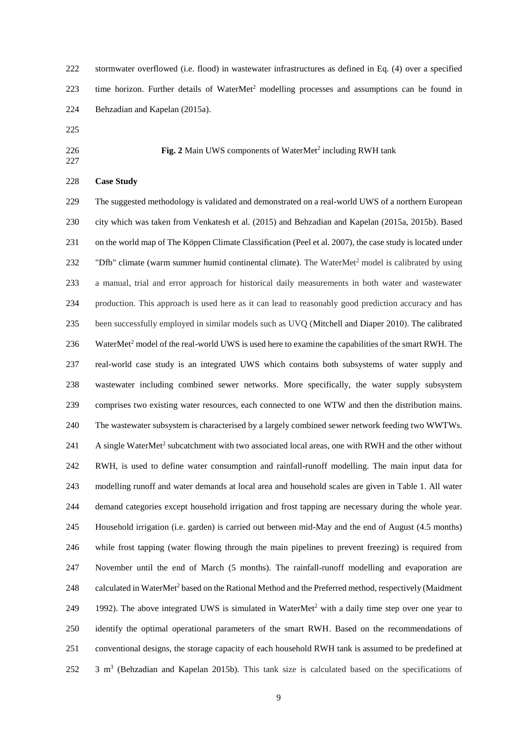stormwater overflowed (i.e. flood) in wastewater infrastructures as defined in Eq. (4) over a specified time horizon. Further details of WaterMet[2] modelling processes and assumptions can be found in Behzadian and Kapelan (2015a).

**Fig. 2** Main UWS components of WaterMet[2] including RWH tank

**Case Study**

The suggested methodology is validated and demonstrated on a real-world UWS of a northern European city which was taken from Venkatesh et al. (2015) and Behzadian and Kapelan (2015a, 2015b). Based on the world map of The Köppen Climate Classification (Peel et al. 2007), the case study is located under "Dfb" climate (warm summer humid continental climate). The WaterMet[2] model is calibrated by using a manual, trial and error approach for historical daily measurements in both water and wastewater production. This approach is used here as it can lead to reasonably good prediction accuracy and has been successfully employed in similar models such as UVQ (Mitchell and Diaper 2010). The calibrated WaterMet[2] model of the real-world UWS is used here to examine the capabilities of the smart RWH. The real-world case study is an integrated UWS which contains both subsystems of water supply and wastewater including combined sewer networks. More specifically, the water supply subsystem comprises two existing water resources, each connected to one WTW and then the distribution mains. The wastewater subsystem is characterised by a largely combined sewer network feeding two WWTWs. A single WaterMet[2] subcatchment with two associated local areas, one with RWH and the other without RWH, is used to define water consumption and rainfall-runoff modelling. The main input data for modelling runoff and water demands at local area and household scales are given in Table 1. All water demand categories except household irrigation and frost tapping are necessary during the whole year. Household irrigation (i.e. garden) is carried out between mid-May and the end of August (4.5 months) while frost tapping (water flowing through the main pipelines to prevent freezing) is required from November until the end of March (5 months). The rainfall-runoff modelling and evaporation are calculated in WaterMet[2] based on the Rational Method and the Preferred method, respectively (Maidment 1992). The above integrated UWS is simulated in WaterMet[2] with a daily time step over one year to identify the optimal operational parameters of the smart RWH. Based on the recommendations of conventional designs, the storage capacity of each household RWH tank is assumed to be predefined at 3 $m^3$ (Behzadian and Kapelan 2015b). This tank size is calculated based on the specifications of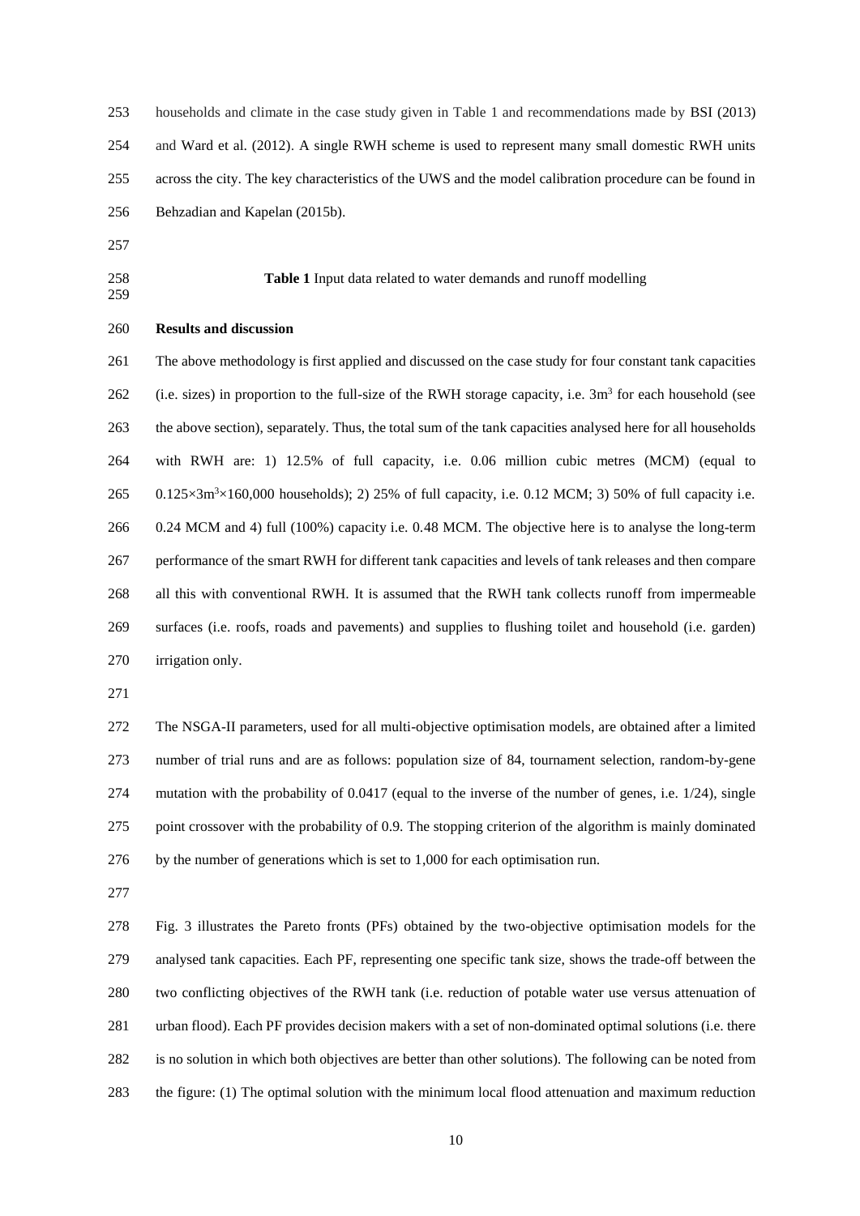households and climate in the case study given in Table 1 and recommendations made by BSI (2013) and Ward et al. (2012). A single RWH scheme is used to represent many small domestic RWH units across the city. The key characteristics of the UWS and the model calibration procedure can be found in Behzadian and Kapelan (2015b).

**Table 1** Input data related to water demands and runoff modelling

## Results and discussion

The above methodology is first applied and discussed on the case study for four constant tank capacities (i.e. sizes) in proportion to the full-size of the RWH storage capacity, i.e. $3m^3$ for each household (see the above section), separately. Thus, the total sum of the tank capacities analysed here for all households with RWH are: 1) 12.5% of full capacity, i.e. 0.06 million cubic metres (MCM) (equal to $0.125 \times 3m^3 \times 160{,}000$ households); 2) 25% of full capacity, i.e. 0.12 MCM; 3) 50% of full capacity i.e. 0.24 MCM and 4) full (100%) capacity i.e. 0.48 MCM. The objective here is to analyse the long-term performance of the smart RWH for different tank capacities and levels of tank releases and then compare all this with conventional RWH. It is assumed that the RWH tank collects runoff from impermeable surfaces (i.e. roofs, roads and pavements) and supplies to flushing toilet and household (i.e. garden) irrigation only.

The NSGA-II parameters, used for all multi-objective optimisation models, are obtained after a limited number of trial runs and are as follows: population size of 84, tournament selection, random-by-gene mutation with the probability of 0.0417 (equal to the inverse of the number of genes, i.e. 1/24), single point crossover with the probability of 0.9. The stopping criterion of the algorithm is mainly dominated by the number of generations which is set to 1,000 for each optimisation run.

Fig. 3 illustrates the Pareto fronts (PFs) obtained by the two-objective optimisation models for the analysed tank capacities. Each PF, representing one specific tank size, shows the trade-off between the two conflicting objectives of the RWH tank (i.e. reduction of potable water use versus attenuation of urban flood). Each PF provides decision makers with a set of non-dominated optimal solutions (i.e. there is no solution in which both objectives are better than other solutions). The following can be noted from the figure: (1) The optimal solution with the minimum local flood attenuation and maximum reduction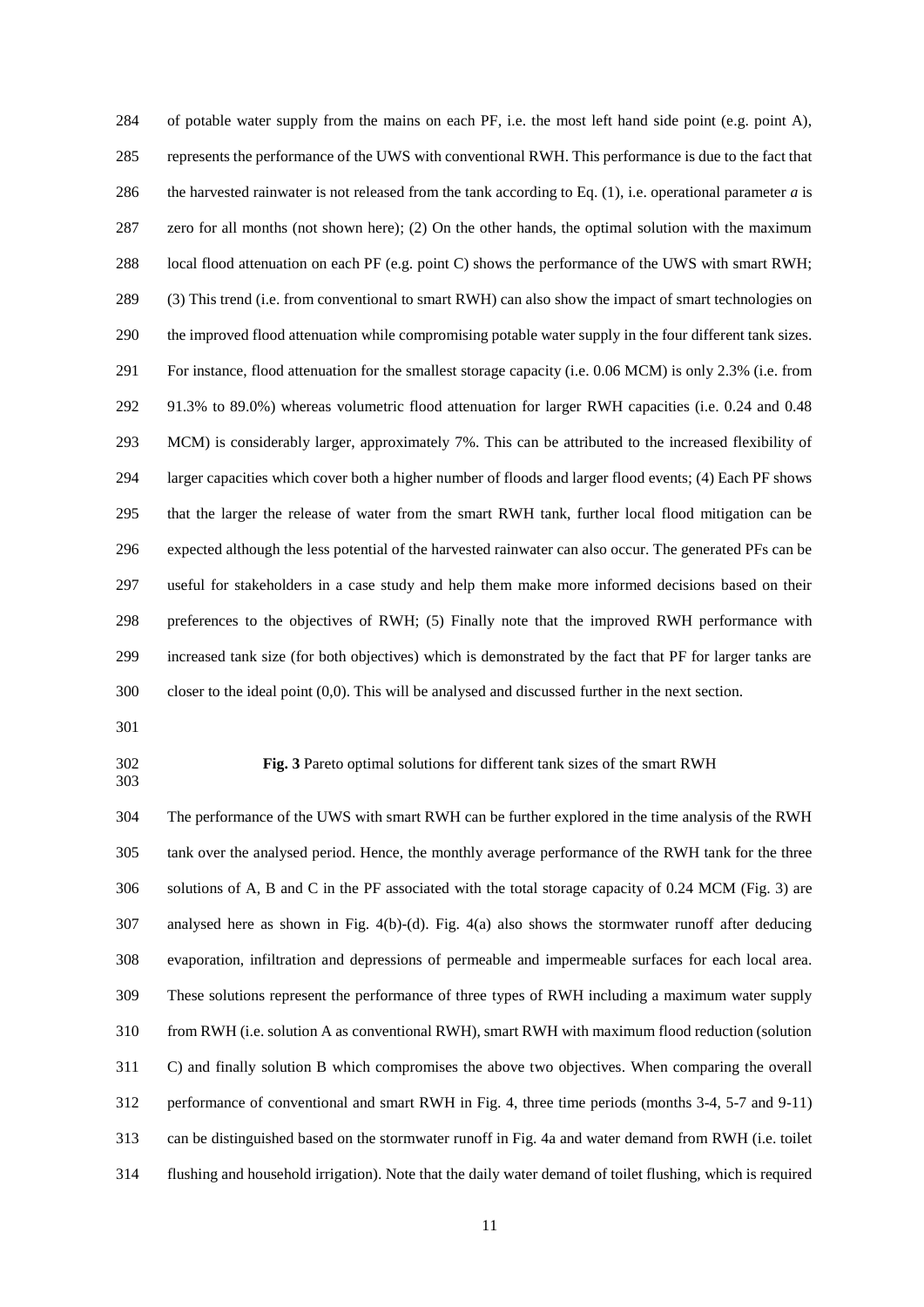of potable water supply from the mains on each PF, i.e. the most left hand side point (e.g. point A), represents the performance of the UWS with conventional RWH. This performance is due to the fact that the harvested rainwater is not released from the tank according to Eq. (1), i.e. operational parameter $a$ is zero for all months (not shown here); (2) On the other hands, the optimal solution with the maximum local flood attenuation on each PF (e.g. point C) shows the performance of the UWS with smart RWH; (3) This trend (i.e. from conventional to smart RWH) can also show the impact of smart technologies on the improved flood attenuation while compromising potable water supply in the four different tank sizes. For instance, flood attenuation for the smallest storage capacity (i.e. 0.06 MCM) is only 2.3% (i.e. from 91.3% to 89.0%) whereas volumetric flood attenuation for larger RWH capacities (i.e. 0.24 and 0.48 MCM) is considerably larger, approximately 7%. This can be attributed to the increased flexibility of larger capacities which cover both a higher number of floods and larger flood events; (4) Each PF shows that the larger the release of water from the smart RWH tank, further local flood mitigation can be expected although the less potential of the harvested rainwater can also occur. The generated PFs can be useful for stakeholders in a case study and help them make more informed decisions based on their preferences to the objectives of RWH; (5) Finally note that the improved RWH performance with increased tank size (for both objectives) which is demonstrated by the fact that PF for larger tanks are closer to the ideal point (0,0). This will be analysed and discussed further in the next section.

**Fig. 3** Pareto optimal solutions for different tank sizes of the smart RWH

The performance of the UWS with smart RWH can be further explored in the time analysis of the RWH tank over the analysed period. Hence, the monthly average performance of the RWH tank for the three solutions of A, B and C in the PF associated with the total storage capacity of 0.24 MCM (Fig. 3) are analysed here as shown in Fig. 4(b)-(d). Fig. 4(a) also shows the stormwater runoff after deducing evaporation, infiltration and depressions of permeable and impermeable surfaces for each local area. These solutions represent the performance of three types of RWH including a maximum water supply from RWH (i.e. solution A as conventional RWH), smart RWH with maximum flood reduction (solution C) and finally solution B which compromises the above two objectives. When comparing the overall performance of conventional and smart RWH in Fig. 4, three time periods (months 3-4, 5-7 and 9-11) can be distinguished based on the stormwater runoff in Fig. 4a and water demand from RWH (i.e. toilet flushing and household irrigation). Note that the daily water demand of toilet flushing, which is required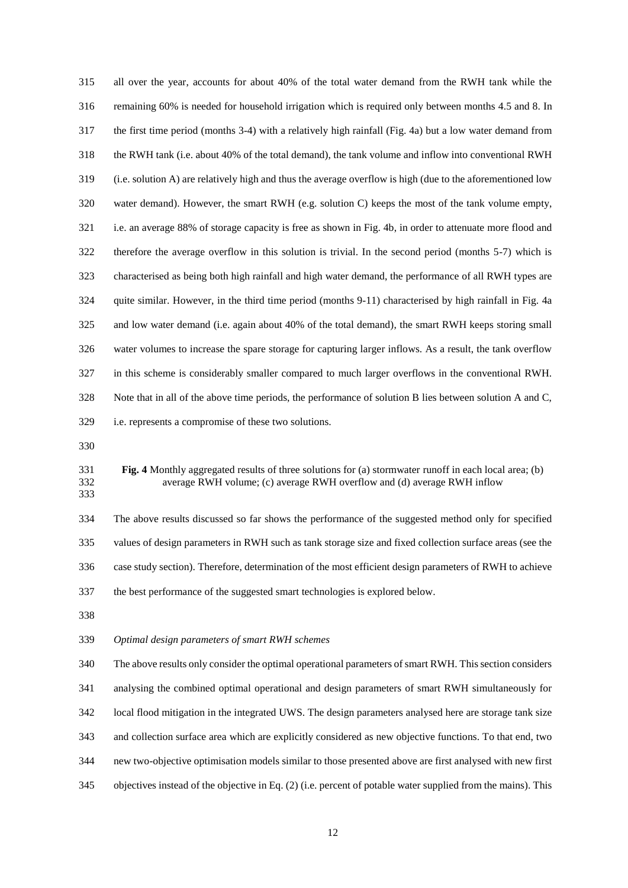all over the year, accounts for about 40% of the total water demand from the RWH tank while the remaining 60% is needed for household irrigation which is required only between months 4.5 and 8. In the first time period (months 3-4) with a relatively high rainfall (Fig. 4a) but a low water demand from the RWH tank (i.e. about 40% of the total demand), the tank volume and inflow into conventional RWH (i.e. solution A) are relatively high and thus the average overflow is high (due to the aforementioned low water demand). However, the smart RWH (e.g. solution C) keeps the most of the tank volume empty, i.e. an average 88% of storage capacity is free as shown in Fig. 4b, in order to attenuate more flood and therefore the average overflow in this solution is trivial. In the second period (months 5-7) which is characterised as being both high rainfall and high water demand, the performance of all RWH types are quite similar. However, in the third time period (months 9-11) characterised by high rainfall in Fig. 4a and low water demand (i.e. again about 40% of the total demand), the smart RWH keeps storing small water volumes to increase the spare storage for capturing larger inflows. As a result, the tank overflow in this scheme is considerably smaller compared to much larger overflows in the conventional RWH. Note that in all of the above time periods, the performance of solution B lies between solution A and C, i.e. represents a compromise of these two solutions.

**Fig. 4** Monthly aggregated results of three solutions for (a) stormwater runoff in each local area; (b) average RWH volume; (c) average RWH overflow and (d) average RWH inflow

The above results discussed so far shows the performance of the suggested method only for specified values of design parameters in RWH such as tank storage size and fixed collection surface areas (see the case study section). Therefore, determination of the most efficient design parameters of RWH to achieve the best performance of the suggested smart technologies is explored below.

*Optimal design parameters of smart RWH schemes*

The above results only consider the optimal operational parameters of smart RWH. This section considers analysing the combined optimal operational and design parameters of smart RWH simultaneously for local flood mitigation in the integrated UWS. The design parameters analysed here are storage tank size and collection surface area which are explicitly considered as new objective functions. To that end, two new two-objective optimisation models similar to those presented above are first analysed with new first objectives instead of the objective in Eq. (2) (i.e. percent of potable water supplied from the mains). This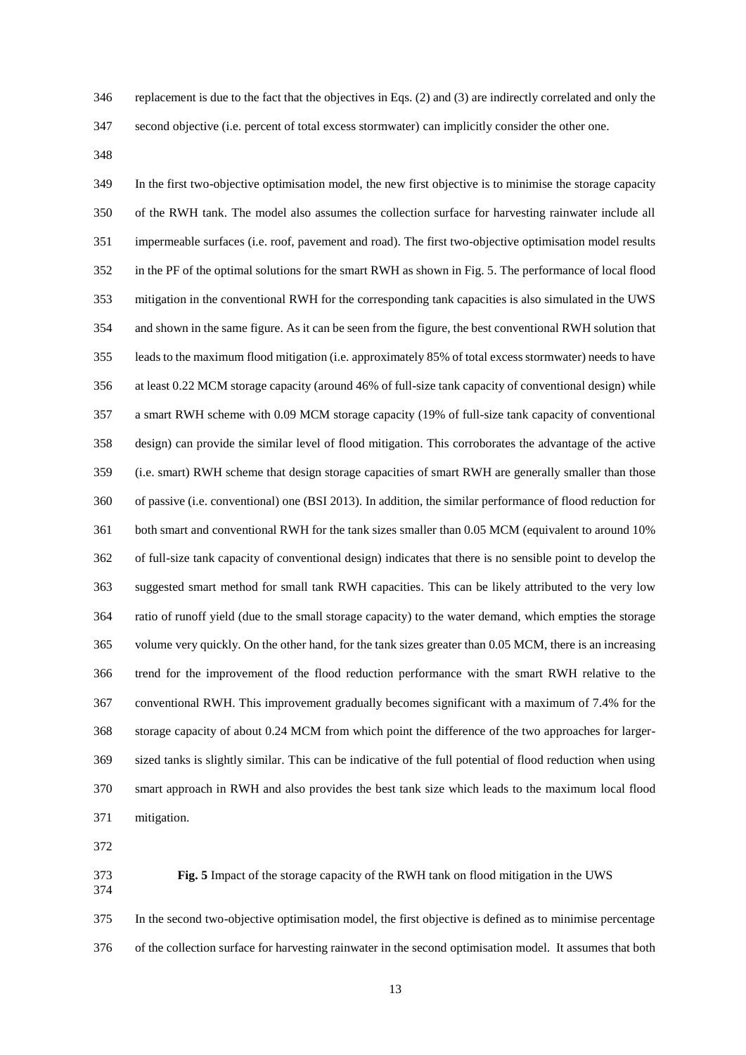replacement is due to the fact that the objectives in Eqs. (2) and (3) are indirectly correlated and only the second objective (i.e. percent of total excess stormwater) can implicitly consider the other one.

In the first two-objective optimisation model, the new first objective is to minimise the storage capacity of the RWH tank. The model also assumes the collection surface for harvesting rainwater include all impermeable surfaces (i.e. roof, pavement and road). The first two-objective optimisation model results in the PF of the optimal solutions for the smart RWH as shown in Fig. 5. The performance of local flood mitigation in the conventional RWH for the corresponding tank capacities is also simulated in the UWS and shown in the same figure. As it can be seen from the figure, the best conventional RWH solution that leads to the maximum flood mitigation (i.e. approximately 85% of total excess stormwater) needs to have at least 0.22 MCM storage capacity (around 46% of full-size tank capacity of conventional design) while a smart RWH scheme with 0.09 MCM storage capacity (19% of full-size tank capacity of conventional design) can provide the similar level of flood mitigation. This corroborates the advantage of the active (i.e. smart) RWH scheme that design storage capacities of smart RWH are generally smaller than those of passive (i.e. conventional) one (BSI 2013). In addition, the similar performance of flood reduction for both smart and conventional RWH for the tank sizes smaller than 0.05 MCM (equivalent to around 10% of full-size tank capacity of conventional design) indicates that there is no sensible point to develop the suggested smart method for small tank RWH capacities. This can be likely attributed to the very low ratio of runoff yield (due to the small storage capacity) to the water demand, which empties the storage volume very quickly. On the other hand, for the tank sizes greater than 0.05 MCM, there is an increasing trend for the improvement of the flood reduction performance with the smart RWH relative to the conventional RWH. This improvement gradually becomes significant with a maximum of 7.4% for the storage capacity of about 0.24 MCM from which point the difference of the two approaches for larger-sized tanks is slightly similar. This can be indicative of the full potential of flood reduction when using smart approach in RWH and also provides the best tank size which leads to the maximum local flood mitigation.

**Fig. 5** Impact of the storage capacity of the RWH tank on flood mitigation in the UWS

In the second two-objective optimisation model, the first objective is defined as to minimise percentage of the collection surface for harvesting rainwater in the second optimisation model. It assumes that both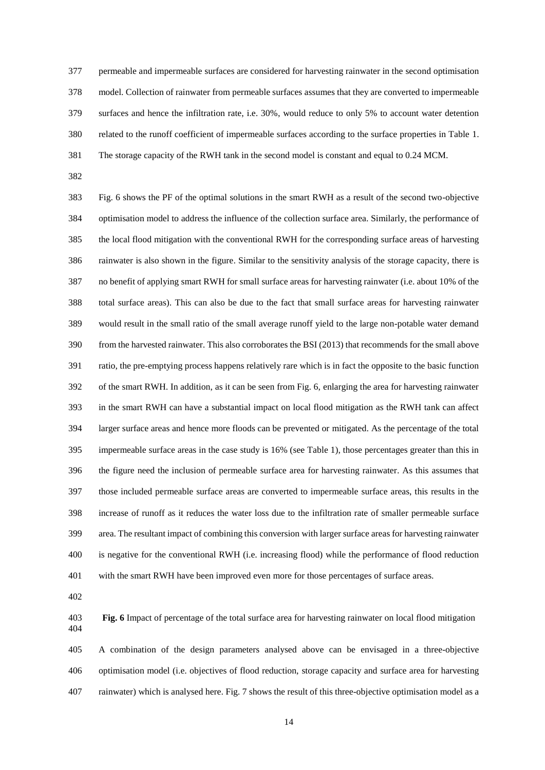permeable and impermeable surfaces are considered for harvesting rainwater in the second optimisation model. Collection of rainwater from permeable surfaces assumes that they are converted to impermeable surfaces and hence the infiltration rate, i.e. 30%, would reduce to only 5% to account water detention related to the runoff coefficient of impermeable surfaces according to the surface properties in Table 1. The storage capacity of the RWH tank in the second model is constant and equal to 0.24 MCM.

Fig. 6 shows the PF of the optimal solutions in the smart RWH as a result of the second two-objective optimisation model to address the influence of the collection surface area. Similarly, the performance of the local flood mitigation with the conventional RWH for the corresponding surface areas of harvesting rainwater is also shown in the figure. Similar to the sensitivity analysis of the storage capacity, there is no benefit of applying smart RWH for small surface areas for harvesting rainwater (i.e. about 10% of the total surface areas). This can also be due to the fact that small surface areas for harvesting rainwater would result in the small ratio of the small average runoff yield to the large non-potable water demand from the harvested rainwater. This also corroborates the BSI (2013) that recommends for the small above ratio, the pre-emptying process happens relatively rare which is in fact the opposite to the basic function of the smart RWH. In addition, as it can be seen from Fig. 6, enlarging the area for harvesting rainwater in the smart RWH can have a substantial impact on local flood mitigation as the RWH tank can affect larger surface areas and hence more floods can be prevented or mitigated. As the percentage of the total impermeable surface areas in the case study is 16% (see Table 1), those percentages greater than this in the figure need the inclusion of permeable surface area for harvesting rainwater. As this assumes that those included permeable surface areas are converted to impermeable surface areas, this results in the increase of runoff as it reduces the water loss due to the infiltration rate of smaller permeable surface area. The resultant impact of combining this conversion with larger surface areas for harvesting rainwater is negative for the conventional RWH (i.e. increasing flood) while the performance of flood reduction with the smart RWH have been improved even more for those percentages of surface areas.

**Fig. 6** Impact of percentage of the total surface area for harvesting rainwater on local flood mitigation

A combination of the design parameters analysed above can be envisaged in a three-objective optimisation model (i.e. objectives of flood reduction, storage capacity and surface area for harvesting rainwater) which is analysed here. Fig. 7 shows the result of this three-objective optimisation model as a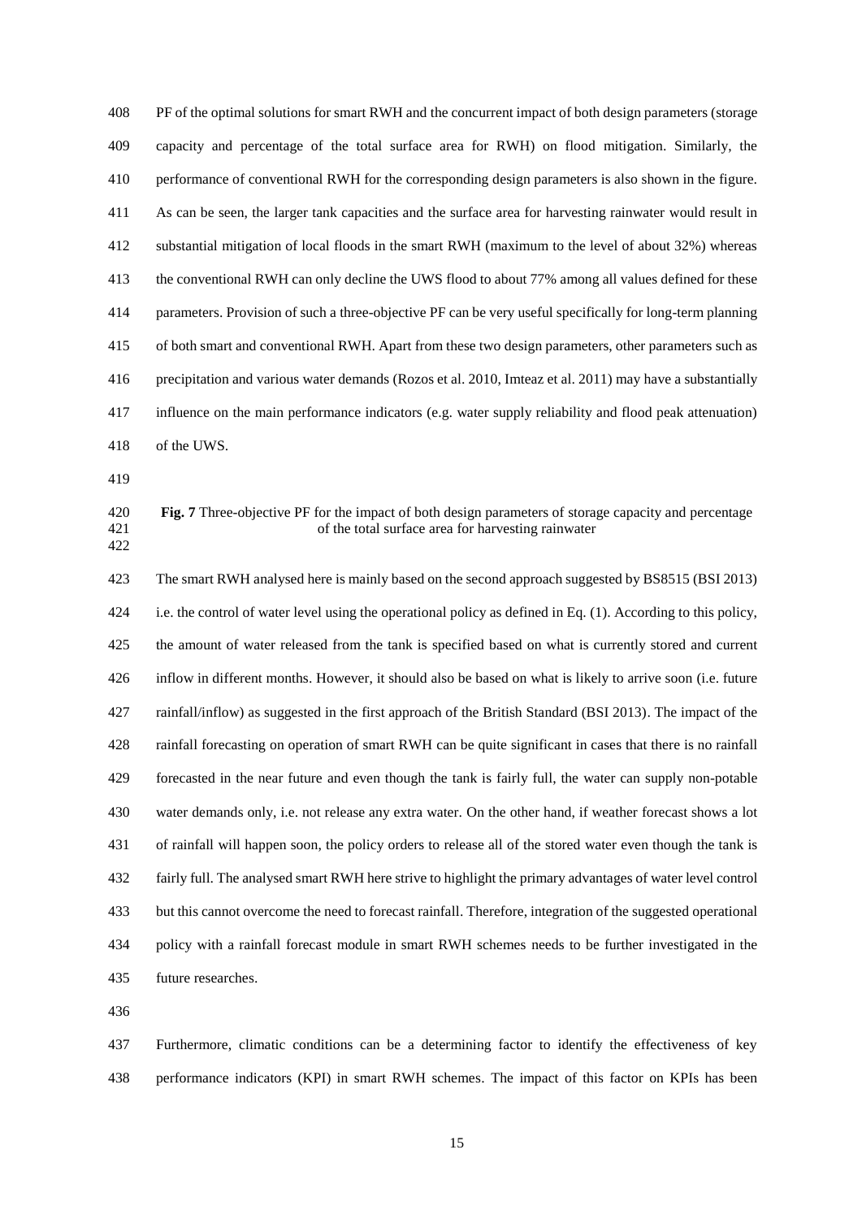PF of the optimal solutions for smart RWH and the concurrent impact of both design parameters (storage capacity and percentage of the total surface area for RWH) on flood mitigation. Similarly, the performance of conventional RWH for the corresponding design parameters is also shown in the figure. As can be seen, the larger tank capacities and the surface area for harvesting rainwater would result in substantial mitigation of local floods in the smart RWH (maximum to the level of about 32%) whereas the conventional RWH can only decline the UWS flood to about 77% among all values defined for these parameters. Provision of such a three-objective PF can be very useful specifically for long-term planning of both smart and conventional RWH. Apart from these two design parameters, other parameters such as precipitation and various water demands (Rozos et al. 2010, Imteaz et al. 2011) may have a substantially influence on the main performance indicators (e.g. water supply reliability and flood peak attenuation) of the UWS.

**Fig. 7** Three-objective PF for the impact of both design parameters of storage capacity and percentage of the total surface area for harvesting rainwater

The smart RWH analysed here is mainly based on the second approach suggested by BS8515 (BSI 2013) i.e. the control of water level using the operational policy as defined in Eq. (1). According to this policy, the amount of water released from the tank is specified based on what is currently stored and current inflow in different months. However, it should also be based on what is likely to arrive soon (i.e. future rainfall/inflow) as suggested in the first approach of the British Standard (BSI 2013). The impact of the rainfall forecasting on operation of smart RWH can be quite significant in cases that there is no rainfall forecasted in the near future and even though the tank is fairly full, the water can supply non-potable water demands only, i.e. not release any extra water. On the other hand, if weather forecast shows a lot of rainfall will happen soon, the policy orders to release all of the stored water even though the tank is fairly full. The analysed smart RWH here strive to highlight the primary advantages of water level control but this cannot overcome the need to forecast rainfall. Therefore, integration of the suggested operational policy with a rainfall forecast module in smart RWH schemes needs to be further investigated in the future researches.

Furthermore, climatic conditions can be a determining factor to identify the effectiveness of key performance indicators (KPI) in smart RWH schemes. The impact of this factor on KPIs has been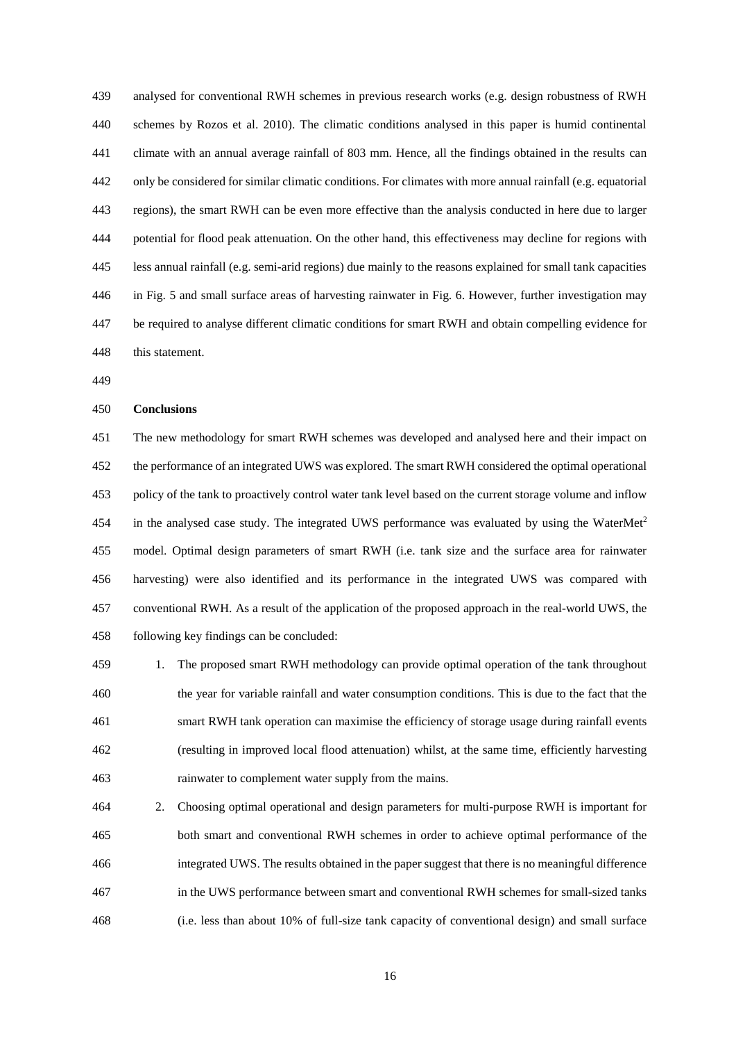analysed for conventional RWH schemes in previous research works (e.g. design robustness of RWH schemes by Rozos et al. 2010). The climatic conditions analysed in this paper is humid continental climate with an annual average rainfall of 803 mm. Hence, all the findings obtained in the results can only be considered for similar climatic conditions. For climates with more annual rainfall (e.g. equatorial regions), the smart RWH can be even more effective than the analysis conducted in here due to larger potential for flood peak attenuation. On the other hand, this effectiveness may decline for regions with less annual rainfall (e.g. semi-arid regions) due mainly to the reasons explained for small tank capacities in Fig. 5 and small surface areas of harvesting rainwater in Fig. 6. However, further investigation may be required to analyse different climatic conditions for smart RWH and obtain compelling evidence for this statement.

## Conclusions

The new methodology for smart RWH schemes was developed and analysed here and their impact on the performance of an integrated UWS was explored. The smart RWH considered the optimal operational policy of the tank to proactively control water tank level based on the current storage volume and inflow in the analysed case study. The integrated UWS performance was evaluated by using the WaterMet$^2$ model. Optimal design parameters of smart RWH (i.e. tank size and the surface area for rainwater harvesting) were also identified and its performance in the integrated UWS was compared with conventional RWH. As a result of the application of the proposed approach in the real-world UWS, the following key findings can be concluded:

1. The proposed smart RWH methodology can provide optimal operation of the tank throughout the year for variable rainfall and water consumption conditions. This is due to the fact that the smart RWH tank operation can maximise the efficiency of storage usage during rainfall events (resulting in improved local flood attenuation) whilst, at the same time, efficiently harvesting rainwater to complement water supply from the mains.
2. Choosing optimal operational and design parameters for multi-purpose RWH is important for both smart and conventional RWH schemes in order to achieve optimal performance of the integrated UWS. The results obtained in the paper suggest that there is no meaningful difference in the UWS performance between smart and conventional RWH schemes for small-sized tanks (i.e. less than about 10% of full-size tank capacity of conventional design) and small surface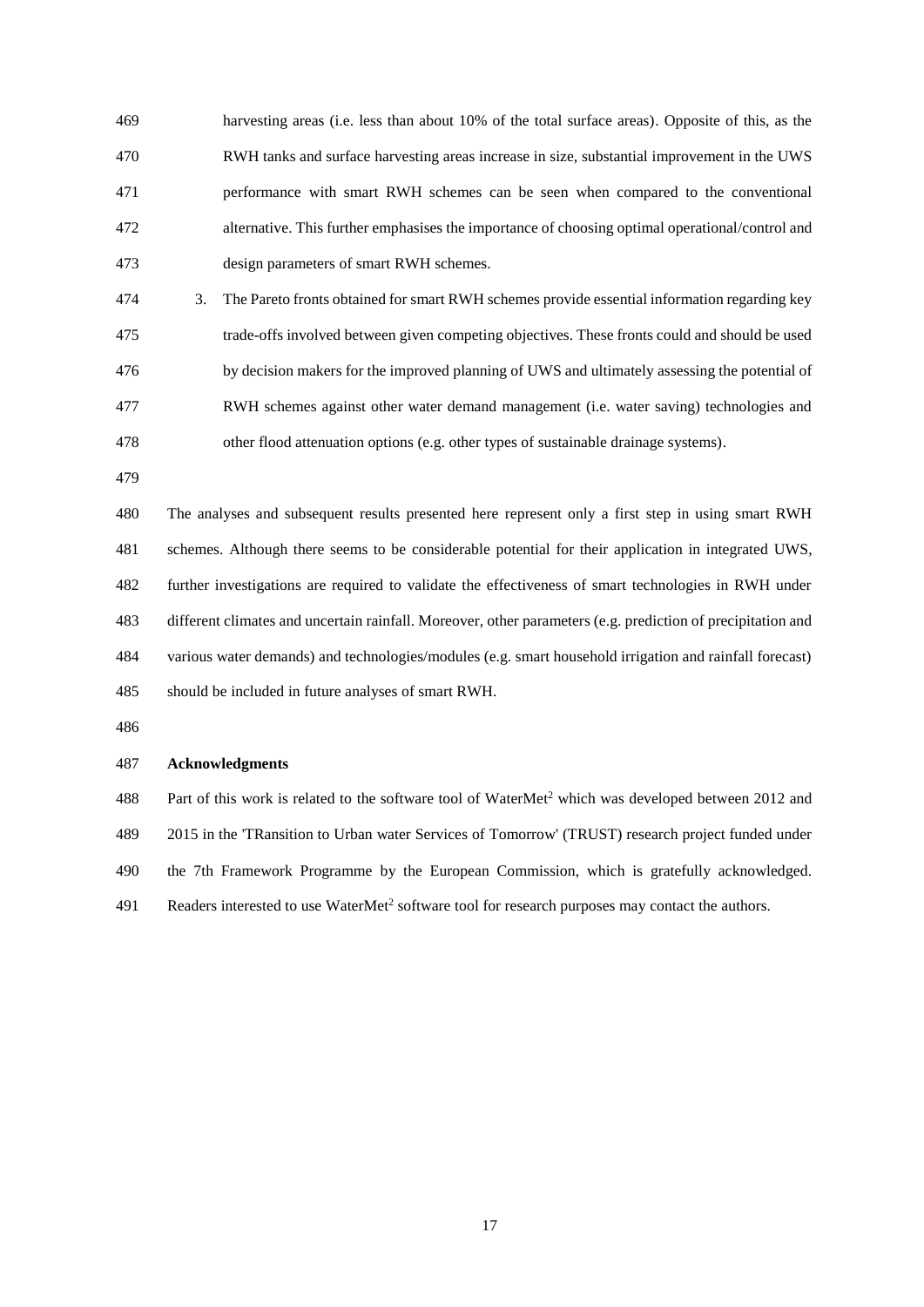harvesting areas (i.e. less than about 10% of the total surface areas). Opposite of this, as the RWH tanks and surface harvesting areas increase in size, substantial improvement in the UWS performance with smart RWH schemes can be seen when compared to the conventional alternative. This further emphasises the importance of choosing optimal operational/control and design parameters of smart RWH schemes.

3. The Pareto fronts obtained for smart RWH schemes provide essential information regarding key trade-offs involved between given competing objectives. These fronts could and should be used by decision makers for the improved planning of UWS and ultimately assessing the potential of RWH schemes against other water demand management (i.e. water saving) technologies and other flood attenuation options (e.g. other types of sustainable drainage systems).

The analyses and subsequent results presented here represent only a first step in using smart RWH schemes. Although there seems to be considerable potential for their application in integrated UWS, further investigations are required to validate the effectiveness of smart technologies in RWH under different climates and uncertain rainfall. Moreover, other parameters (e.g. prediction of precipitation and various water demands) and technologies/modules (e.g. smart household irrigation and rainfall forecast) should be included in future analyses of smart RWH.

**Acknowledgments**

Part of this work is related to the software tool of WaterMet$^2$ which was developed between 2012 and 2015 in the 'TRansition to Urban water Services of Tomorrow' (TRUST) research project funded under the 7th Framework Programme by the European Commission, which is gratefully acknowledged. Readers interested to use WaterMet$^2$ software tool for research purposes may contact the authors.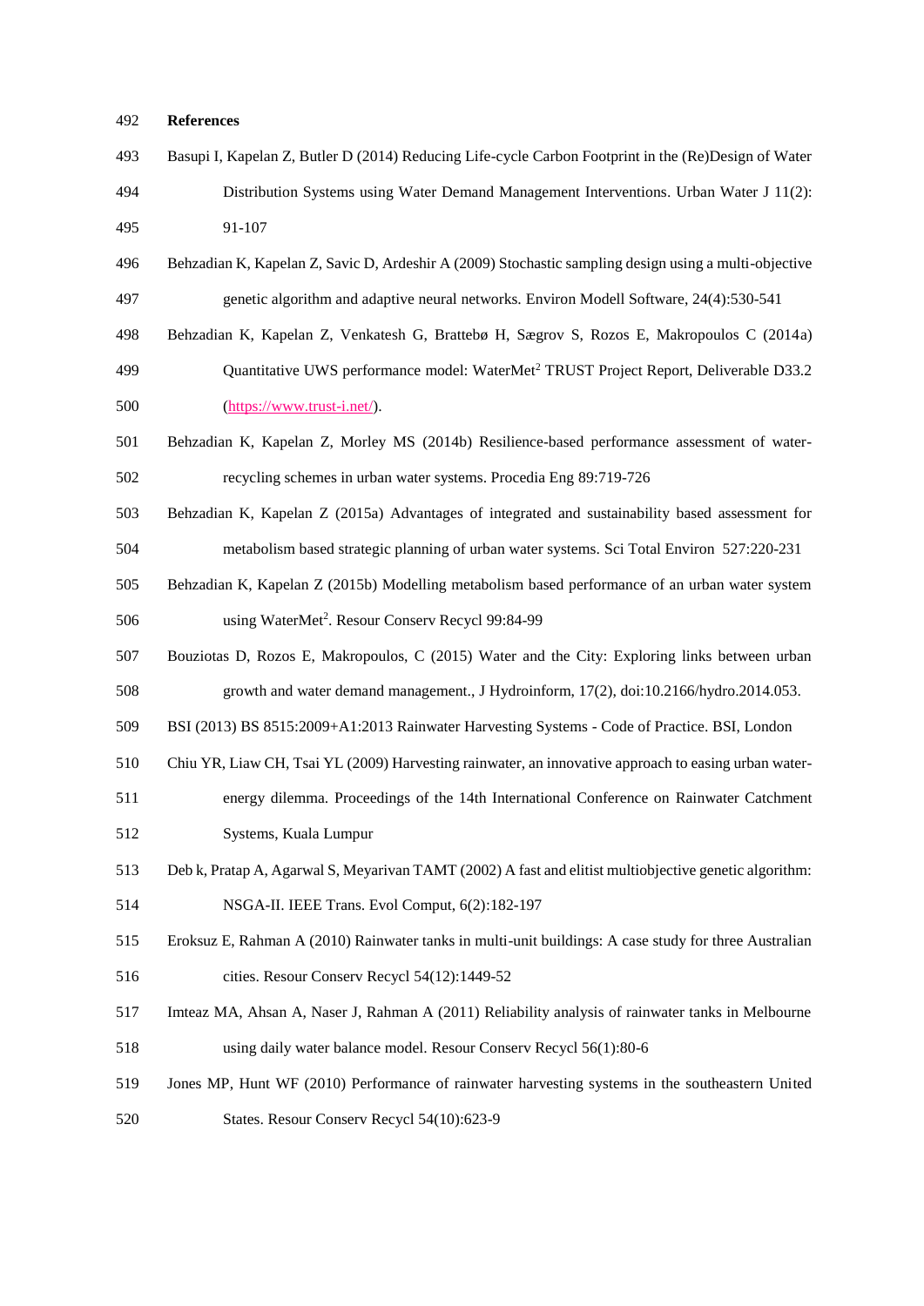**References**

Basupi I, Kapelan Z, Butler D (2014) Reducing Life-cycle Carbon Footprint in the (Re)Design of Water Distribution Systems using Water Demand Management Interventions. Urban Water J 11(2): 91-107

Behzadian K, Kapelan Z, Savic D, Ardeshir A (2009) Stochastic sampling design using a multi-objective genetic algorithm and adaptive neural networks. Environ Modell Software, 24(4):530-541

Behzadian K, Kapelan Z, Venkatesh G, Brattebø H, Sægrov S, Rozos E, Makropoulos C (2014a) Quantitative UWS performance model: WaterMet$^2$ TRUST Project Report, Deliverable D33.2 (https://www.trust-i.net/).

Behzadian K, Kapelan Z, Morley MS (2014b) Resilience-based performance assessment of water-recycling schemes in urban water systems. Procedia Eng 89:719-726

Behzadian K, Kapelan Z (2015a) Advantages of integrated and sustainability based assessment for metabolism based strategic planning of urban water systems. Sci Total Environ 527:220-231

Behzadian K, Kapelan Z (2015b) Modelling metabolism based performance of an urban water system using WaterMet$^2$. Resour Conserv Recycl 99:84-99

Bouziotas D, Rozos E, Makropoulos, C (2015) Water and the City: Exploring links between urban growth and water demand management., J Hydroinform, 17(2), doi:10.2166/hydro.2014.053.

BSI (2013) BS 8515:2009+A1:2013 Rainwater Harvesting Systems - Code of Practice. BSI, London

Chiu YR, Liaw CH, Tsai YL (2009) Harvesting rainwater, an innovative approach to easing urban water-energy dilemma. Proceedings of the 14th International Conference on Rainwater Catchment Systems, Kuala Lumpur

Deb k, Pratap A, Agarwal S, Meyarivan TAMT (2002) A fast and elitist multiobjective genetic algorithm: NSGA-II. IEEE Trans. Evol Comput, 6(2):182-197

Eroksuz E, Rahman A (2010) Rainwater tanks in multi-unit buildings: A case study for three Australian cities. Resour Conserv Recycl 54(12):1449-52

Imteaz MA, Ahsan A, Naser J, Rahman A (2011) Reliability analysis of rainwater tanks in Melbourne using daily water balance model. Resour Conserv Recycl 56(1):80-6

Jones MP, Hunt WF (2010) Performance of rainwater harvesting systems in the southeastern United States. Resour Conserv Recycl 54(10):623-9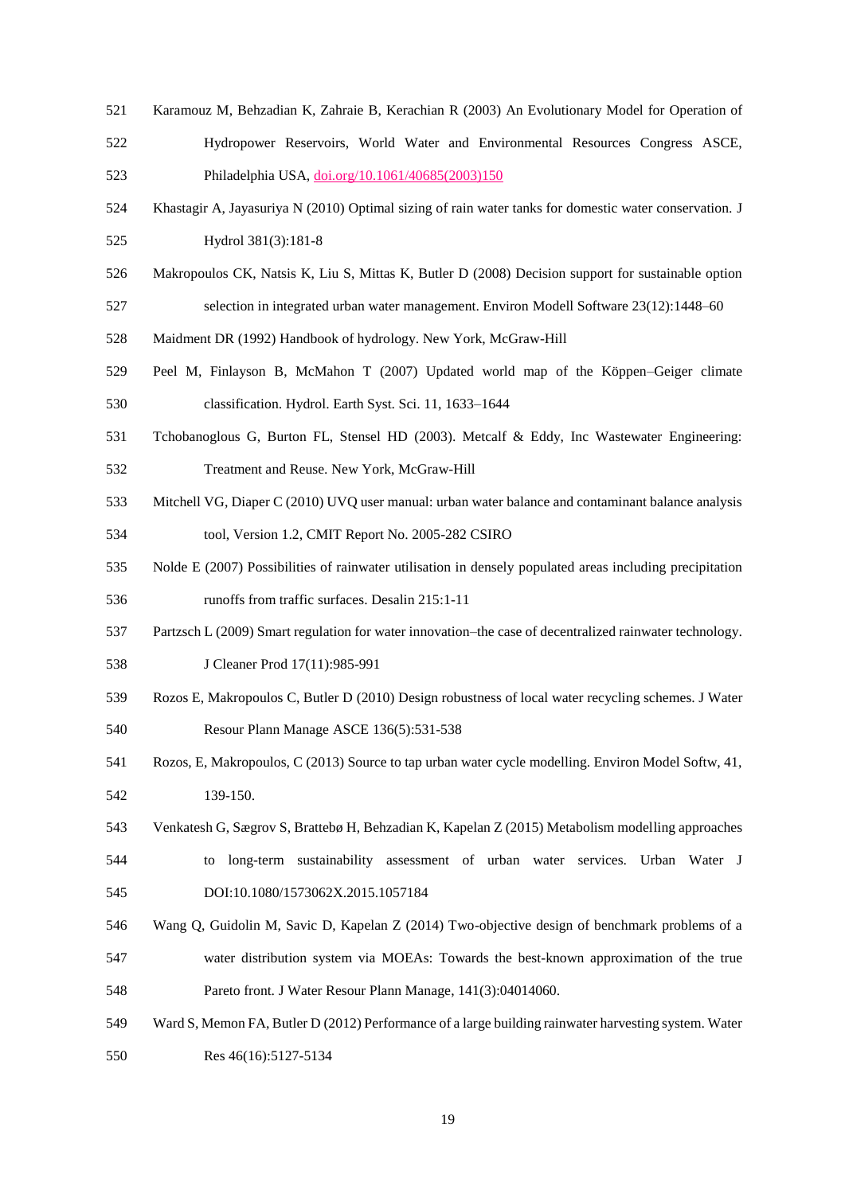Karamouz M, Behzadian K, Zahraie B, Kerachian R (2003) An Evolutionary Model for Operation of Hydropower Reservoirs, World Water and Environmental Resources Congress ASCE, Philadelphia USA, doi.org/10.1061/40685(2003)150

Khastagir A, Jayasuriya N (2010) Optimal sizing of rain water tanks for domestic water conservation. J Hydrol 381(3):181-8

Makropoulos CK, Natsis K, Liu S, Mittas K, Butler D (2008) Decision support for sustainable option selection in integrated urban water management. Environ Modell Software 23(12):1448–60

Maidment DR (1992) Handbook of hydrology. New York, McGraw-Hill

Peel M, Finlayson B, McMahon T (2007) Updated world map of the Köppen–Geiger climate classification. Hydrol. Earth Syst. Sci. 11, 1633–1644

Tchobanoglous G, Burton FL, Stensel HD (2003). Metcalf & Eddy, Inc Wastewater Engineering: Treatment and Reuse. New York, McGraw-Hill

Mitchell VG, Diaper C (2010) UVQ user manual: urban water balance and contaminant balance analysis tool, Version 1.2, CMIT Report No. 2005-282 CSIRO

Nolde E (2007) Possibilities of rainwater utilisation in densely populated areas including precipitation runoffs from traffic surfaces. Desalin 215:1-11

Partzsch L (2009) Smart regulation for water innovation–the case of decentralized rainwater technology. J Cleaner Prod 17(11):985-991

Rozos E, Makropoulos C, Butler D (2010) Design robustness of local water recycling schemes. J Water Resour Plann Manage ASCE 136(5):531-538

Rozos, E, Makropoulos, C (2013) Source to tap urban water cycle modelling. Environ Model Softw, 41, 139-150.

Venkatesh G, Sægrov S, Brattebø H, Behzadian K, Kapelan Z (2015) Metabolism modelling approaches to long-term sustainability assessment of urban water services. Urban Water J DOI:10.1080/1573062X.2015.1057184

Wang Q, Guidolin M, Savic D, Kapelan Z (2014) Two-objective design of benchmark problems of a water distribution system via MOEAs: Towards the best-known approximation of the true Pareto front. J Water Resour Plann Manage, 141(3):04014060.

Ward S, Memon FA, Butler D (2012) Performance of a large building rainwater harvesting system. Water Res 46(16):5127-5134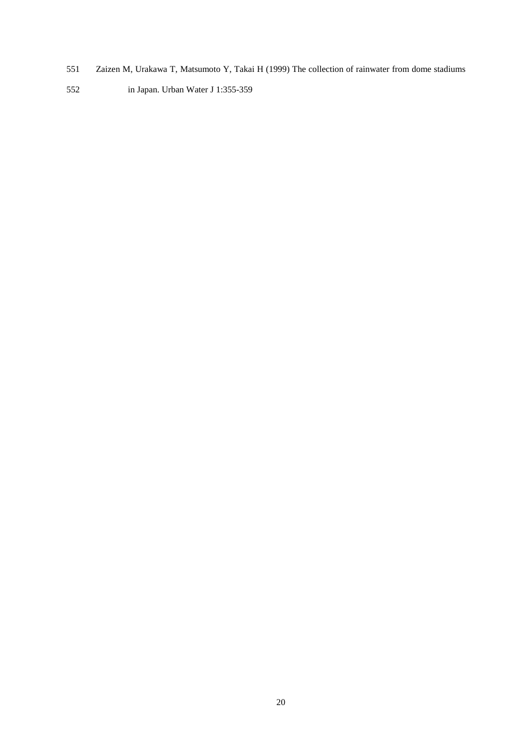Zaizen M, Urakawa T, Matsumoto Y, Takai H (1999) The collection of rainwater from dome stadiums in Japan. Urban Water J 1:355-359